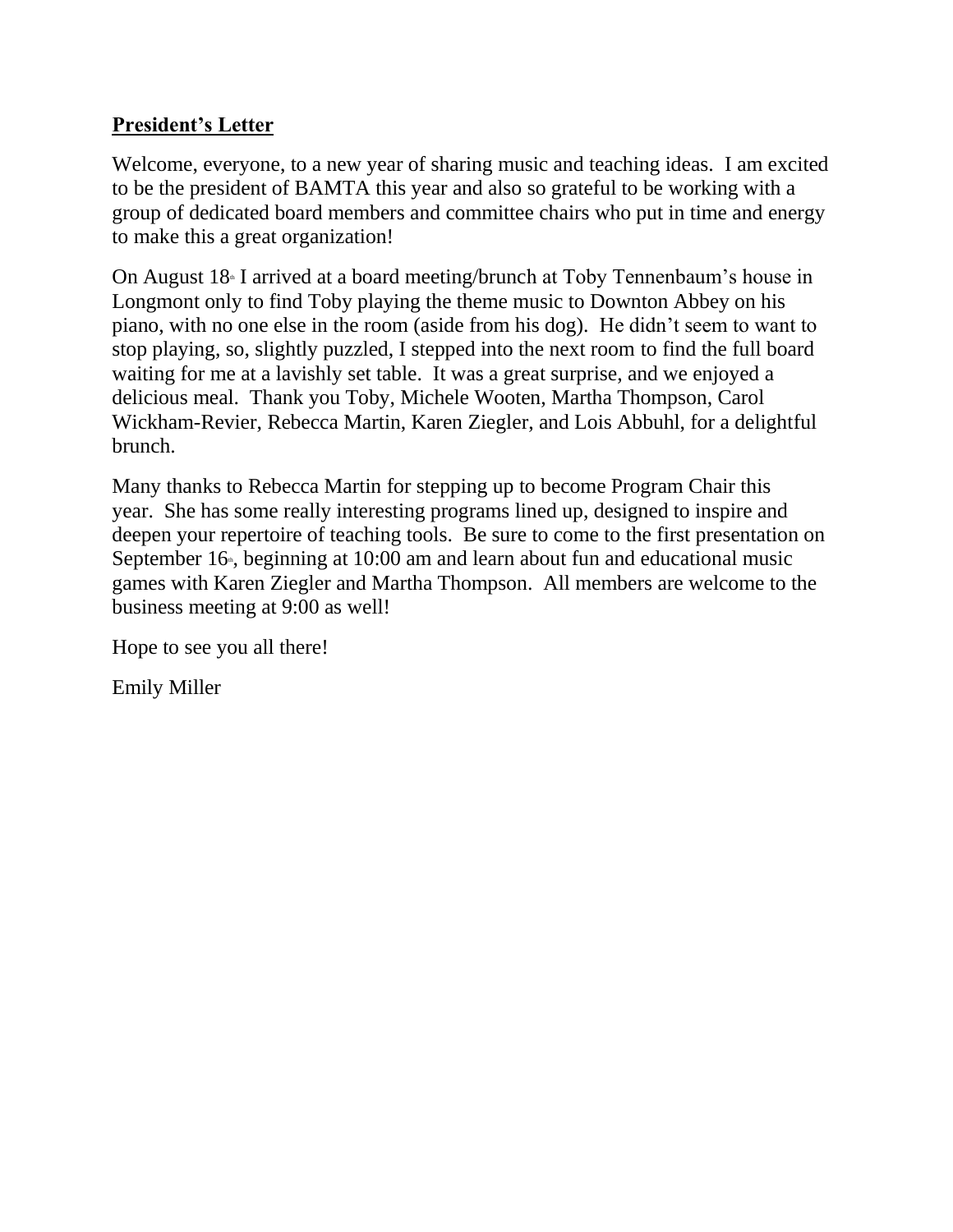**President's Letter**

Welcome, everyone, to a new year of sharing music and teaching ideas. I am excited to be the president of BAMTA this year and also so grateful to be working with a group of dedicated board members and committee chairs who put in time and energy to make this a great organization!

On August 18th I arrived at a board meeting/brunch at Toby Tennenbaum's house in Longmont only to find Toby playing the theme music to Downton Abbey on his piano, with no one else in the room (aside from his dog). He didn't seem to want to stop playing, so, slightly puzzled, I stepped into the next room to find the full board waiting for me at a lavishly set table. It was a great surprise, and we enjoyed a delicious meal. Thank you Toby, Michele Wooten, Martha Thompson, Carol Wickham-Revier, Rebecca Martin, Karen Ziegler, and Lois Abbuhl, for a delightful brunch.

Many thanks to Rebecca Martin for stepping up to become Program Chair this year. She has some really interesting programs lined up, designed to inspire and deepen your repertoire of teaching tools. Be sure to come to the first presentation on September 16th, beginning at 10:00 am and learn about fun and educational music games with Karen Ziegler and Martha Thompson. All members are welcome to the business meeting at 9:00 as well!

Hope to see you all there!

Emily Miller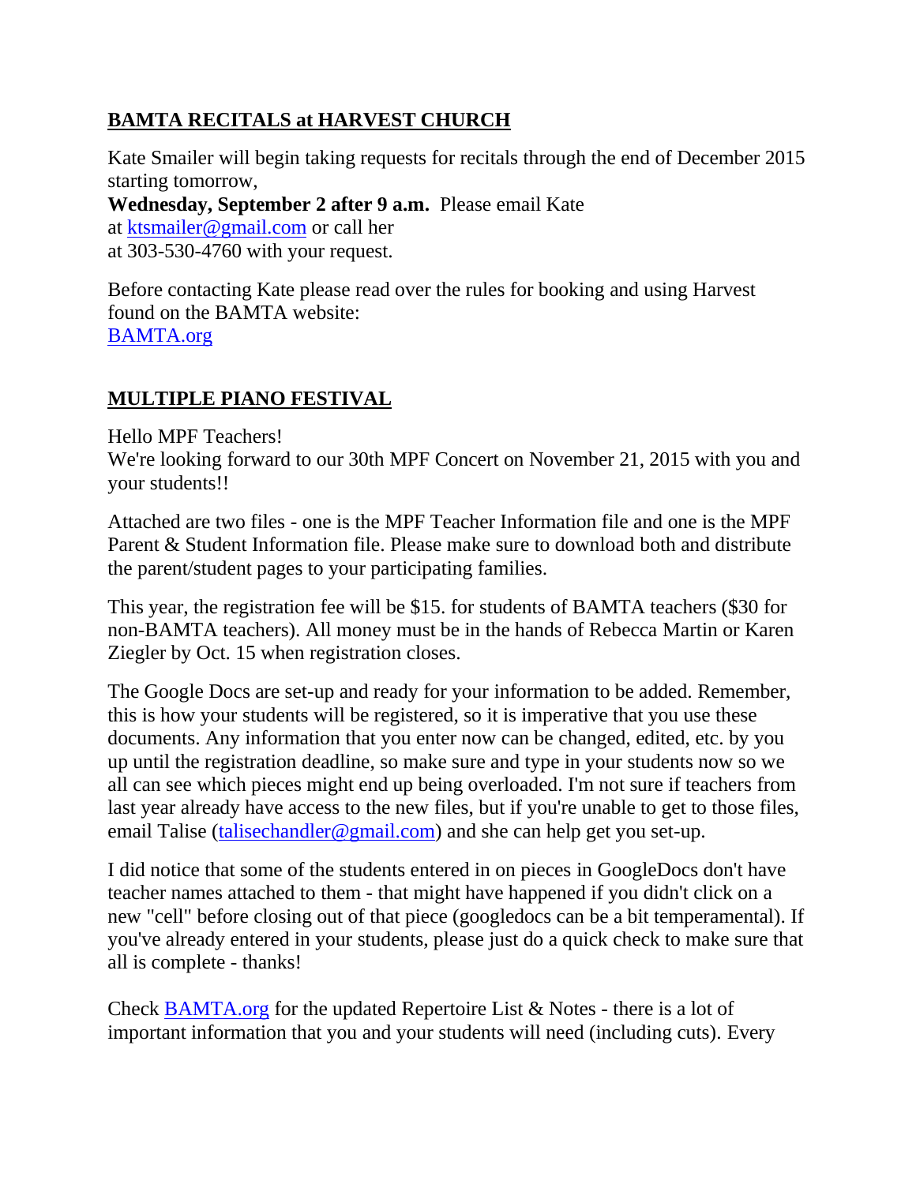**BAMTA RECITALS at HARVEST CHURCH**

Kate Smailer will begin taking requests for recitals through the end of December 2015 starting tomorrow,
**Wednesday, September 2 after 9 a.m.** Please email Kate at ktsmailer@gmail.com or call her at 303-530-4760 with your request.

Before contacting Kate please read over the rules for booking and using Harvest found on the BAMTA website:
BAMTA.org

**MULTIPLE PIANO FESTIVAL**

Hello MPF Teachers!
We're looking forward to our 30th MPF Concert on November 21, 2015 with you and your students!!

Attached are two files - one is the MPF Teacher Information file and one is the MPF Parent & Student Information file. Please make sure to download both and distribute the parent/student pages to your participating families.

This year, the registration fee will be $15. for students of BAMTA teachers ($30 for non-BAMTA teachers). All money must be in the hands of Rebecca Martin or Karen Ziegler by Oct. 15 when registration closes.

The Google Docs are set-up and ready for your information to be added. Remember, this is how your students will be registered, so it is imperative that you use these documents. Any information that you enter now can be changed, edited, etc. by you up until the registration deadline, so make sure and type in your students now so we all can see which pieces might end up being overloaded. I'm not sure if teachers from last year already have access to the new files, but if you're unable to get to those files, email Talise (talisechandler@gmail.com) and she can help get you set-up.

I did notice that some of the students entered in on pieces in GoogleDocs don't have teacher names attached to them - that might have happened if you didn't click on a new "cell" before closing out of that piece (googledocs can be a bit temperamental). If you've already entered in your students, please just do a quick check to make sure that all is complete - thanks!

Check BAMTA.org for the updated Repertoire List & Notes - there is a lot of important information that you and your students will need (including cuts). Every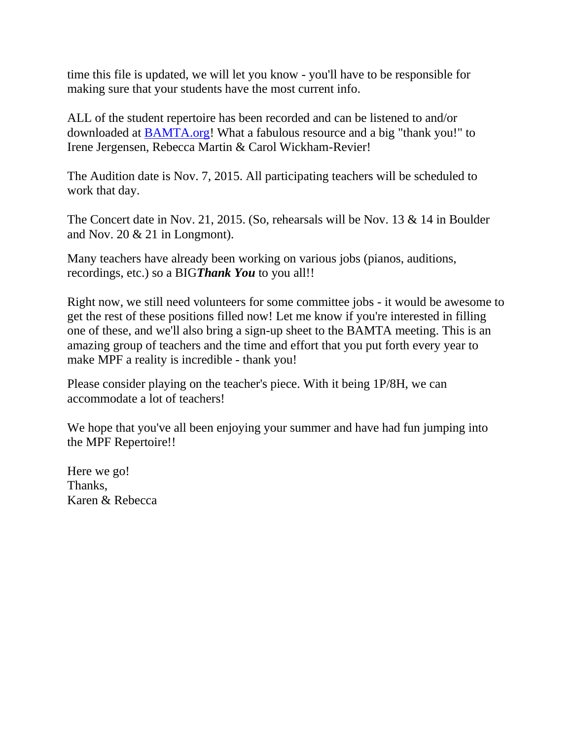time this file is updated, we will let you know - you'll have to be responsible for making sure that your students have the most current info.

ALL of the student repertoire has been recorded and can be listened to and/or downloaded at BAMTA.org! What a fabulous resource and a big "thank you!" to Irene Jergensen, Rebecca Martin & Carol Wickham-Revier!

The Audition date is Nov. 7, 2015. All participating teachers will be scheduled to work that day.

The Concert date in Nov. 21, 2015. (So, rehearsals will be Nov. 13 & 14 in Boulder and Nov. 20 & 21 in Longmont).

Many teachers have already been working on various jobs (pianos, auditions, recordings, etc.) so a BIG***Thank You*** to you all!!

Right now, we still need volunteers for some committee jobs - it would be awesome to get the rest of these positions filled now! Let me know if you're interested in filling one of these, and we'll also bring a sign-up sheet to the BAMTA meeting. This is an amazing group of teachers and the time and effort that you put forth every year to make MPF a reality is incredible - thank you!

Please consider playing on the teacher's piece. With it being 1P/8H, we can accommodate a lot of teachers!

We hope that you've all been enjoying your summer and have had fun jumping into the MPF Repertoire!!

Here we go!  
Thanks,  
Karen & Rebecca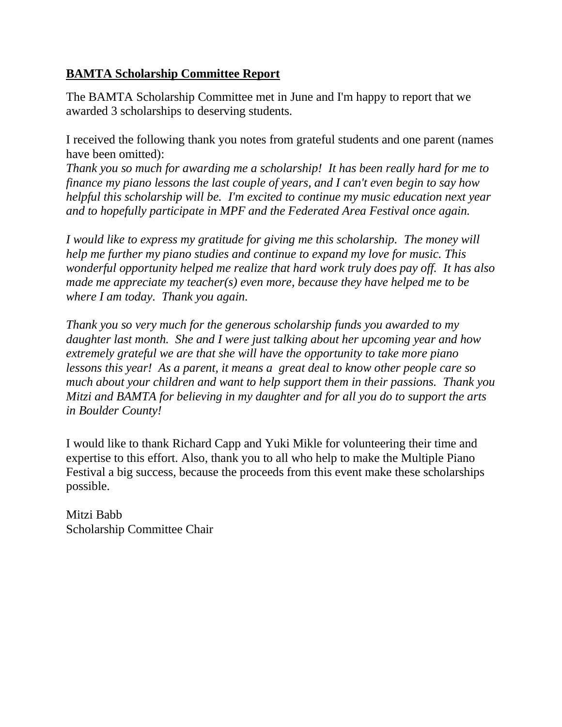**BAMTA Scholarship Committee Report**

The BAMTA Scholarship Committee met in June and I'm happy to report that we awarded 3 scholarships to deserving students.

I received the following thank you notes from grateful students and one parent (names have been omitted):
*Thank you so much for awarding me a scholarship! It has been really hard for me to finance my piano lessons the last couple of years, and I can't even begin to say how helpful this scholarship will be. I'm excited to continue my music education next year and to hopefully participate in MPF and the Federated Area Festival once again.*

*I would like to express my gratitude for giving me this scholarship. The money will help me further my piano studies and continue to expand my love for music. This wonderful opportunity helped me realize that hard work truly does pay off. It has also made me appreciate my teacher(s) even more, because they have helped me to be where I am today. Thank you again.*

*Thank you so very much for the generous scholarship funds you awarded to my daughter last month. She and I were just talking about her upcoming year and how extremely grateful we are that she will have the opportunity to take more piano lessons this year! As a parent, it means a great deal to know other people care so much about your children and want to help support them in their passions. Thank you Mitzi and BAMTA for believing in my daughter and for all you do to support the arts in Boulder County!*

I would like to thank Richard Capp and Yuki Mikle for volunteering their time and expertise to this effort. Also, thank you to all who help to make the Multiple Piano Festival a big success, because the proceeds from this event make these scholarships possible.

Mitzi Babb
Scholarship Committee Chair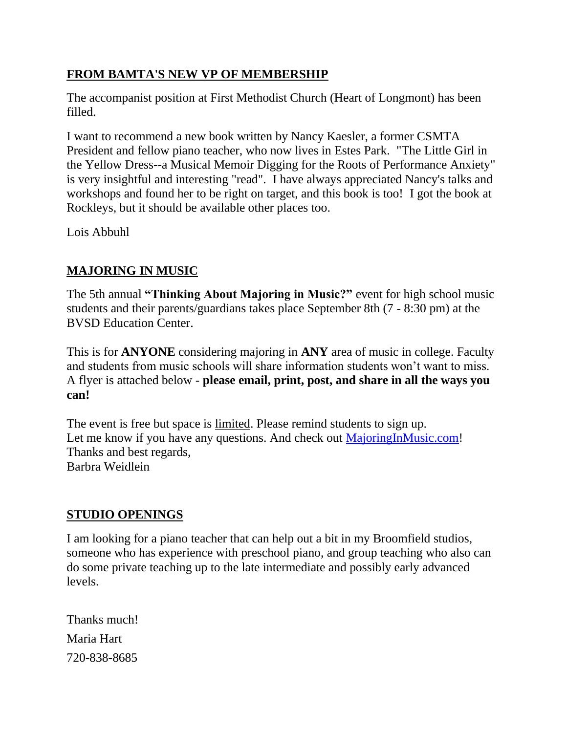## FROM BAMTA'S NEW VP OF MEMBERSHIP

The accompanist position at First Methodist Church (Heart of Longmont) has been filled.

I want to recommend a new book written by Nancy Kaesler, a former CSMTA President and fellow piano teacher, who now lives in Estes Park. "The Little Girl in the Yellow Dress--a Musical Memoir Digging for the Roots of Performance Anxiety" is very insightful and interesting "read". I have always appreciated Nancy's talks and workshops and found her to be right on target, and this book is too! I got the book at Rockleys, but it should be available other places too.

Lois Abbuhl

## MAJORING IN MUSIC

The 5th annual **"Thinking About Majoring in Music?"** event for high school music students and their parents/guardians takes place September 8th (7 - 8:30 pm) at the BVSD Education Center.

This is for **ANYONE** considering majoring in **ANY** area of music in college. Faculty and students from music schools will share information students won't want to miss. A flyer is attached below - **please email, print, post, and share in all the ways you can!**

The event is free but space is limited. Please remind students to sign up.
Let me know if you have any questions. And check out [MajoringInMusic.com](MajoringInMusic.com)!
Thanks and best regards,
Barbra Weidlein

## STUDIO OPENINGS

I am looking for a piano teacher that can help out a bit in my Broomfield studios, someone who has experience with preschool piano, and group teaching who also can do some private teaching up to the late intermediate and possibly early advanced levels.

Thanks much!

Maria Hart

720-838-8685